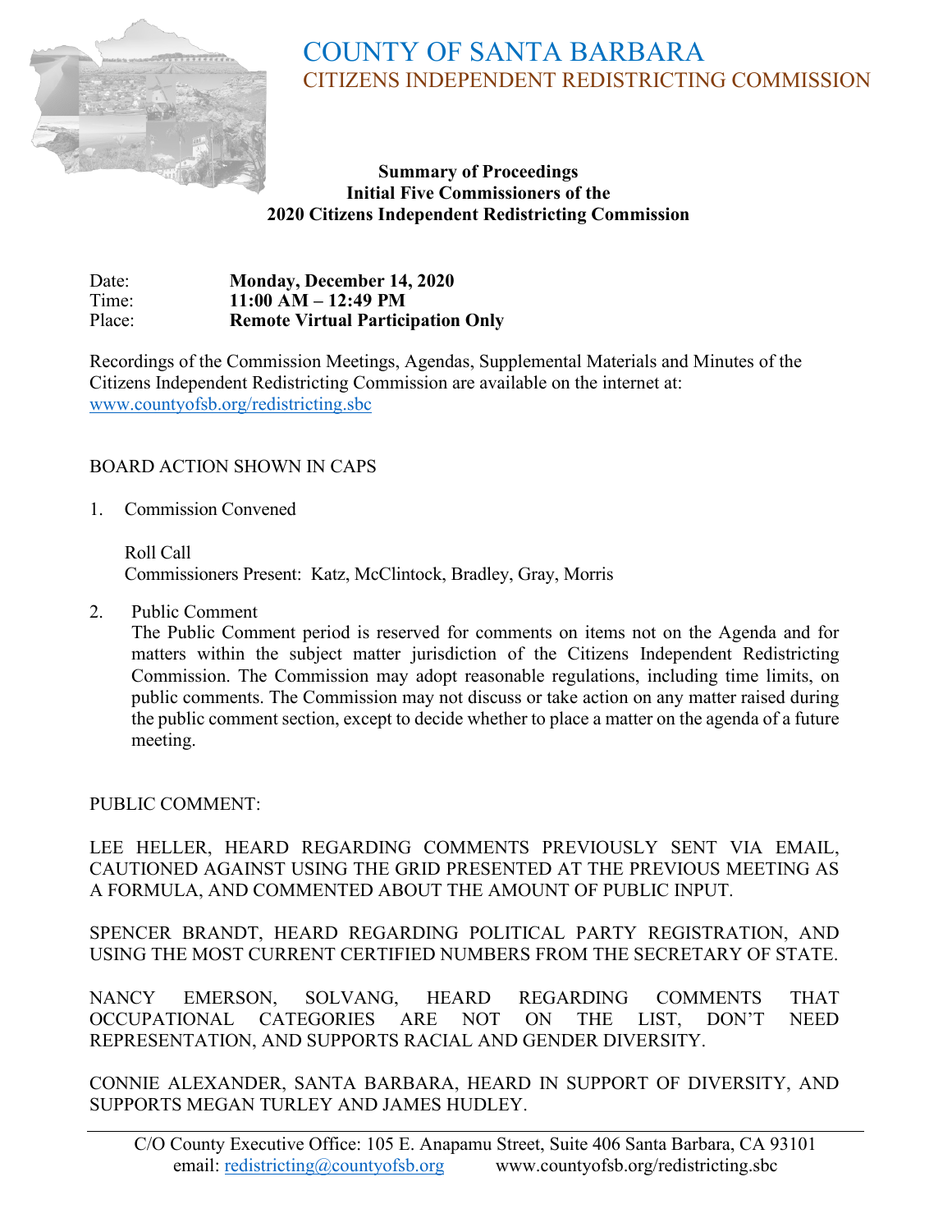# COUNTY OF SANTA BARBARA
## CITIZENS INDEPENDENT REDISTRICTING COMMISSION

**Summary of Proceedings**
**Initial Five Commissioners of the**
**2020 Citizens Independent Redistricting Commission**

Date: **Monday, December 14, 2020**
Time: **11:00 AM – 12:49 PM**
Place: **Remote Virtual Participation Only**

Recordings of the Commission Meetings, Agendas, Supplemental Materials and Minutes of the Citizens Independent Redistricting Commission are available on the internet at: www.countyofsb.org/redistricting.sbc

BOARD ACTION SHOWN IN CAPS

1. Commission Convened

   Roll Call
   Commissioners Present: Katz, McClintock, Bradley, Gray, Morris

2. Public Comment
   The Public Comment period is reserved for comments on items not on the Agenda and for matters within the subject matter jurisdiction of the Citizens Independent Redistricting Commission. The Commission may adopt reasonable regulations, including time limits, on public comments. The Commission may not discuss or take action on any matter raised during the public comment section, except to decide whether to place a matter on the agenda of a future meeting.

PUBLIC COMMENT:

LEE HELLER, HEARD REGARDING COMMENTS PREVIOUSLY SENT VIA EMAIL, CAUTIONED AGAINST USING THE GRID PRESENTED AT THE PREVIOUS MEETING AS A FORMULA, AND COMMENTED ABOUT THE AMOUNT OF PUBLIC INPUT.

SPENCER BRANDT, HEARD REGARDING POLITICAL PARTY REGISTRATION, AND USING THE MOST CURRENT CERTIFIED NUMBERS FROM THE SECRETARY OF STATE.

NANCY EMERSON, SOLVANG, HEARD REGARDING COMMENTS THAT OCCUPATIONAL CATEGORIES ARE NOT ON THE LIST, DON'T NEED REPRESENTATION, AND SUPPORTS RACIAL AND GENDER DIVERSITY.

CONNIE ALEXANDER, SANTA BARBARA, HEARD IN SUPPORT OF DIVERSITY, AND SUPPORTS MEGAN TURLEY AND JAMES HUDLEY.

C/O County Executive Office: 105 E. Anapamu Street, Suite 406 Santa Barbara, CA 93101
email: redistricting@countyofsb.org www.countyofsb.org/redistricting.sbc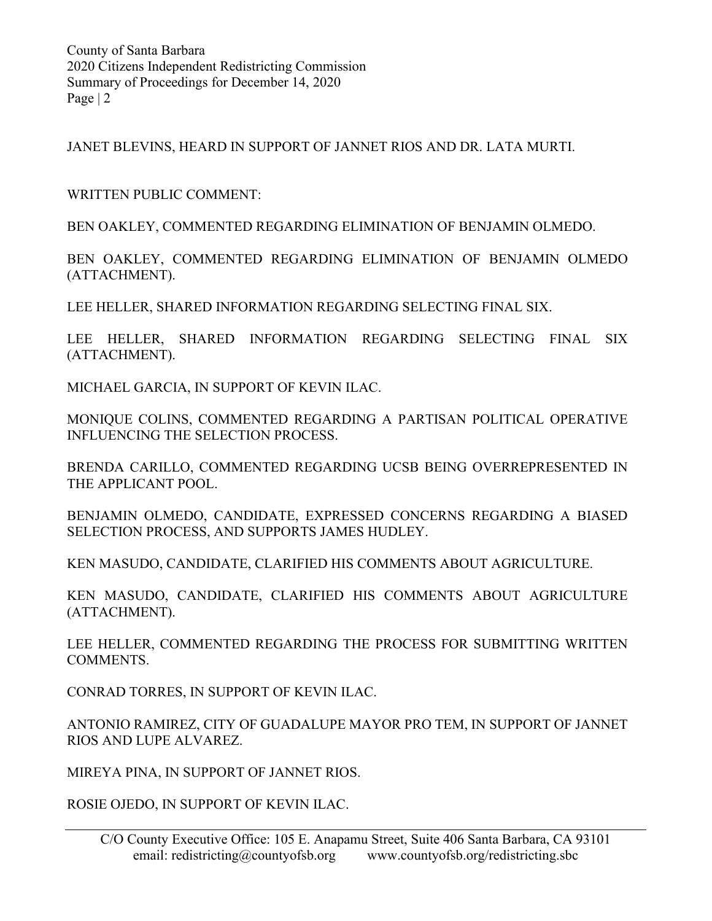JANET BLEVINS, HEARD IN SUPPORT OF JANNET RIOS AND DR. LATA MURTI.

WRITTEN PUBLIC COMMENT:

BEN OAKLEY, COMMENTED REGARDING ELIMINATION OF BENJAMIN OLMEDO.

BEN OAKLEY, COMMENTED REGARDING ELIMINATION OF BENJAMIN OLMEDO (ATTACHMENT).

LEE HELLER, SHARED INFORMATION REGARDING SELECTING FINAL SIX.

LEE HELLER, SHARED INFORMATION REGARDING SELECTING FINAL SIX (ATTACHMENT).

MICHAEL GARCIA, IN SUPPORT OF KEVIN ILAC.

MONIQUE COLINS, COMMENTED REGARDING A PARTISAN POLITICAL OPERATIVE INFLUENCING THE SELECTION PROCESS.

BRENDA CARILLO, COMMENTED REGARDING UCSB BEING OVERREPRESENTED IN THE APPLICANT POOL.

BENJAMIN OLMEDO, CANDIDATE, EXPRESSED CONCERNS REGARDING A BIASED SELECTION PROCESS, AND SUPPORTS JAMES HUDLEY.

KEN MASUDO, CANDIDATE, CLARIFIED HIS COMMENTS ABOUT AGRICULTURE.

KEN MASUDO, CANDIDATE, CLARIFIED HIS COMMENTS ABOUT AGRICULTURE (ATTACHMENT).

LEE HELLER, COMMENTED REGARDING THE PROCESS FOR SUBMITTING WRITTEN COMMENTS.

CONRAD TORRES, IN SUPPORT OF KEVIN ILAC.

ANTONIO RAMIREZ, CITY OF GUADALUPE MAYOR PRO TEM, IN SUPPORT OF JANNET RIOS AND LUPE ALVAREZ.

MIREYA PINA, IN SUPPORT OF JANNET RIOS.

ROSIE OJEDO, IN SUPPORT OF KEVIN ILAC.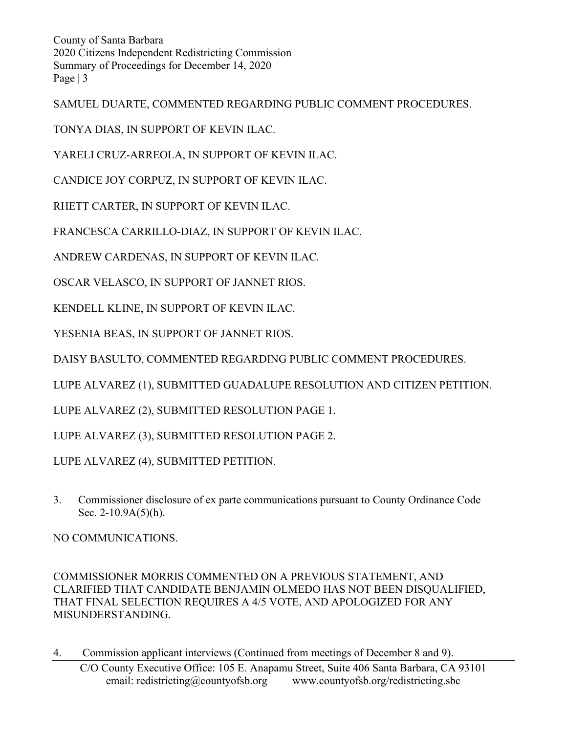SAMUEL DUARTE, COMMENTED REGARDING PUBLIC COMMENT PROCEDURES.

TONYA DIAS, IN SUPPORT OF KEVIN ILAC.

YARELI CRUZ-ARREOLA, IN SUPPORT OF KEVIN ILAC.

CANDICE JOY CORPUZ, IN SUPPORT OF KEVIN ILAC.

RHETT CARTER, IN SUPPORT OF KEVIN ILAC.

FRANCESCA CARRILLO-DIAZ, IN SUPPORT OF KEVIN ILAC.

ANDREW CARDENAS, IN SUPPORT OF KEVIN ILAC.

OSCAR VELASCO, IN SUPPORT OF JANNET RIOS.

KENDELL KLINE, IN SUPPORT OF KEVIN ILAC.

YESENIA BEAS, IN SUPPORT OF JANNET RIOS.

DAISY BASULTO, COMMENTED REGARDING PUBLIC COMMENT PROCEDURES.

LUPE ALVAREZ (1), SUBMITTED GUADALUPE RESOLUTION AND CITIZEN PETITION.

LUPE ALVAREZ (2), SUBMITTED RESOLUTION PAGE 1.

LUPE ALVAREZ (3), SUBMITTED RESOLUTION PAGE 2.

LUPE ALVAREZ (4), SUBMITTED PETITION.

3. Commissioner disclosure of ex parte communications pursuant to County Ordinance Code Sec. 2-10.9A(5)(h).

NO COMMUNICATIONS.

COMMISSIONER MORRIS COMMENTED ON A PREVIOUS STATEMENT, AND CLARIFIED THAT CANDIDATE BENJAMIN OLMEDO HAS NOT BEEN DISQUALIFIED, THAT FINAL SELECTION REQUIRES A 4/5 VOTE, AND APOLOGIZED FOR ANY MISUNDERSTANDING.

4. Commission applicant interviews (Continued from meetings of December 8 and 9).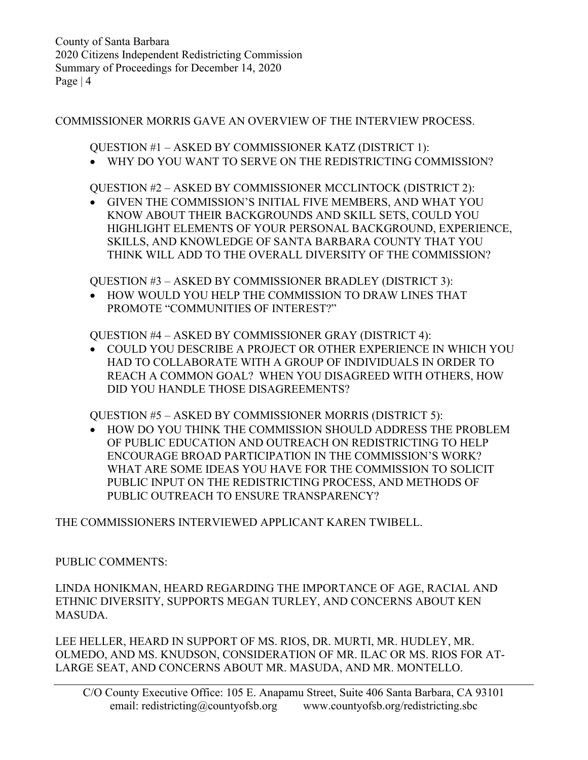COMMISSIONER MORRIS GAVE AN OVERVIEW OF THE INTERVIEW PROCESS.

QUESTION #1 – ASKED BY COMMISSIONER KATZ (DISTRICT 1):

- WHY DO YOU WANT TO SERVE ON THE REDISTRICTING COMMISSION?

QUESTION #2 – ASKED BY COMMISSIONER MCCLINTOCK (DISTRICT 2):

- GIVEN THE COMMISSION'S INITIAL FIVE MEMBERS, AND WHAT YOU KNOW ABOUT THEIR BACKGROUNDS AND SKILL SETS, COULD YOU HIGHLIGHT ELEMENTS OF YOUR PERSONAL BACKGROUND, EXPERIENCE, SKILLS, AND KNOWLEDGE OF SANTA BARBARA COUNTY THAT YOU THINK WILL ADD TO THE OVERALL DIVERSITY OF THE COMMISSION?

QUESTION #3 – ASKED BY COMMISSIONER BRADLEY (DISTRICT 3):

- HOW WOULD YOU HELP THE COMMISSION TO DRAW LINES THAT PROMOTE "COMMUNITIES OF INTEREST?"

QUESTION #4 – ASKED BY COMMISSIONER GRAY (DISTRICT 4):

- COULD YOU DESCRIBE A PROJECT OR OTHER EXPERIENCE IN WHICH YOU HAD TO COLLABORATE WITH A GROUP OF INDIVIDUALS IN ORDER TO REACH A COMMON GOAL? WHEN YOU DISAGREED WITH OTHERS, HOW DID YOU HANDLE THOSE DISAGREEMENTS?

QUESTION #5 – ASKED BY COMMISSIONER MORRIS (DISTRICT 5):

- HOW DO YOU THINK THE COMMISSION SHOULD ADDRESS THE PROBLEM OF PUBLIC EDUCATION AND OUTREACH ON REDISTRICTING TO HELP ENCOURAGE BROAD PARTICIPATION IN THE COMMISSION'S WORK? WHAT ARE SOME IDEAS YOU HAVE FOR THE COMMISSION TO SOLICIT PUBLIC INPUT ON THE REDISTRICTING PROCESS, AND METHODS OF PUBLIC OUTREACH TO ENSURE TRANSPARENCY?

THE COMMISSIONERS INTERVIEWED APPLICANT KAREN TWIBELL.

PUBLIC COMMENTS:

LINDA HONIKMAN, HEARD REGARDING THE IMPORTANCE OF AGE, RACIAL AND ETHNIC DIVERSITY, SUPPORTS MEGAN TURLEY, AND CONCERNS ABOUT KEN MASUDA.

LEE HELLER, HEARD IN SUPPORT OF MS. RIOS, DR. MURTI, MR. HUDLEY, MR. OLMEDO, AND MS. KNUDSON, CONSIDERATION OF MR. ILAC OR MS. RIOS FOR AT-LARGE SEAT, AND CONCERNS ABOUT MR. MASUDA, AND MR. MONTELLO.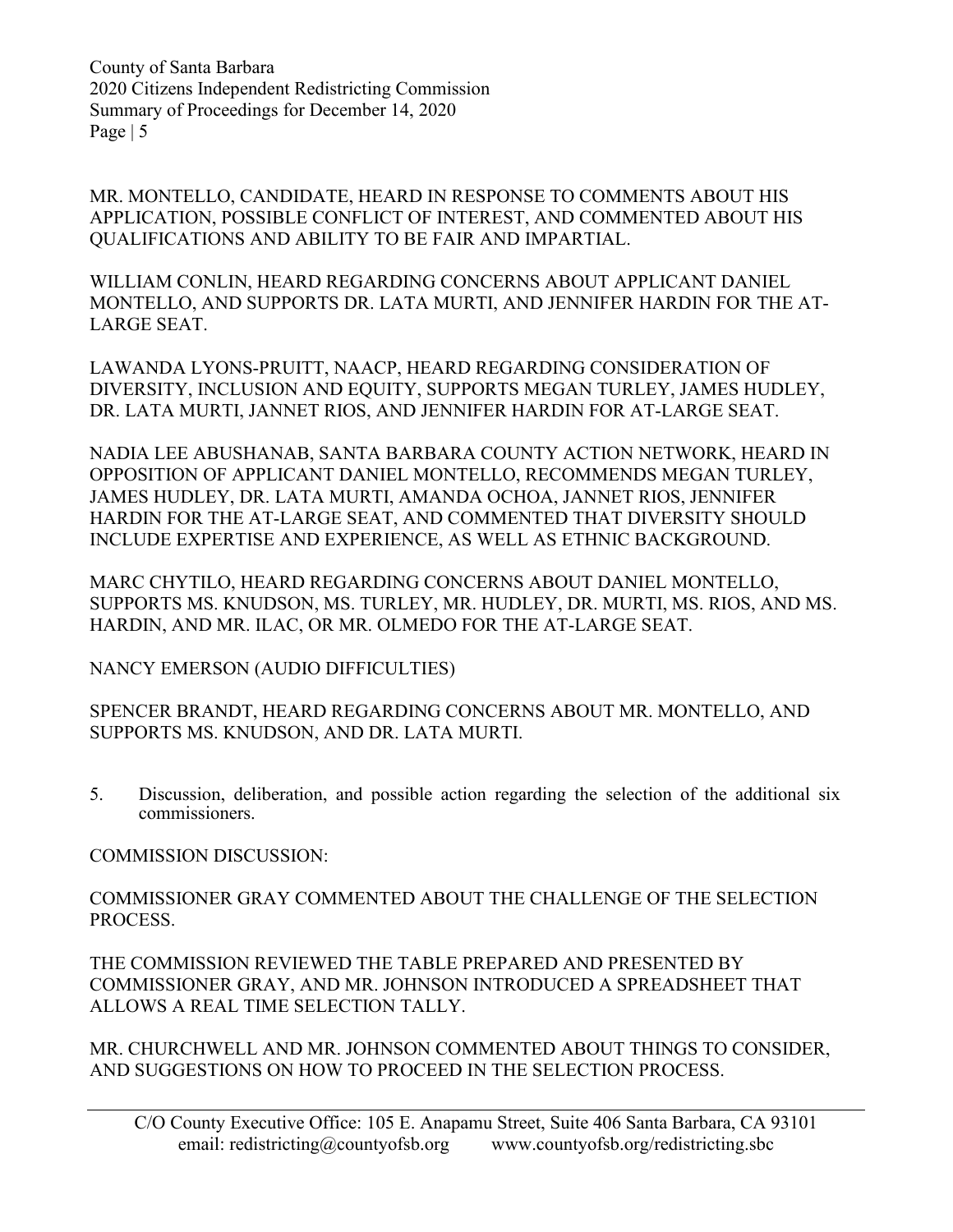MR. MONTELLO, CANDIDATE, HEARD IN RESPONSE TO COMMENTS ABOUT HIS APPLICATION, POSSIBLE CONFLICT OF INTEREST, AND COMMENTED ABOUT HIS QUALIFICATIONS AND ABILITY TO BE FAIR AND IMPARTIAL.

WILLIAM CONLIN, HEARD REGARDING CONCERNS ABOUT APPLICANT DANIEL MONTELLO, AND SUPPORTS DR. LATA MURTI, AND JENNIFER HARDIN FOR THE AT-LARGE SEAT.

LAWANDA LYONS-PRUITT, NAACP, HEARD REGARDING CONSIDERATION OF DIVERSITY, INCLUSION AND EQUITY, SUPPORTS MEGAN TURLEY, JAMES HUDLEY, DR. LATA MURTI, JANNET RIOS, AND JENNIFER HARDIN FOR AT-LARGE SEAT.

NADIA LEE ABUSHANAB, SANTA BARBARA COUNTY ACTION NETWORK, HEARD IN OPPOSITION OF APPLICANT DANIEL MONTELLO, RECOMMENDS MEGAN TURLEY, JAMES HUDLEY, DR. LATA MURTI, AMANDA OCHOA, JANNET RIOS, JENNIFER HARDIN FOR THE AT-LARGE SEAT, AND COMMENTED THAT DIVERSITY SHOULD INCLUDE EXPERTISE AND EXPERIENCE, AS WELL AS ETHNIC BACKGROUND.

MARC CHYTILO, HEARD REGARDING CONCERNS ABOUT DANIEL MONTELLO, SUPPORTS MS. KNUDSON, MS. TURLEY, MR. HUDLEY, DR. MURTI, MS. RIOS, AND MS. HARDIN, AND MR. ILAC, OR MR. OLMEDO FOR THE AT-LARGE SEAT.

NANCY EMERSON (AUDIO DIFFICULTIES)

SPENCER BRANDT, HEARD REGARDING CONCERNS ABOUT MR. MONTELLO, AND SUPPORTS MS. KNUDSON, AND DR. LATA MURTI.

5. Discussion, deliberation, and possible action regarding the selection of the additional six commissioners.

COMMISSION DISCUSSION:

COMMISSIONER GRAY COMMENTED ABOUT THE CHALLENGE OF THE SELECTION PROCESS.

THE COMMISSION REVIEWED THE TABLE PREPARED AND PRESENTED BY COMMISSIONER GRAY, AND MR. JOHNSON INTRODUCED A SPREADSHEET THAT ALLOWS A REAL TIME SELECTION TALLY.

MR. CHURCHWELL AND MR. JOHNSON COMMENTED ABOUT THINGS TO CONSIDER, AND SUGGESTIONS ON HOW TO PROCEED IN THE SELECTION PROCESS.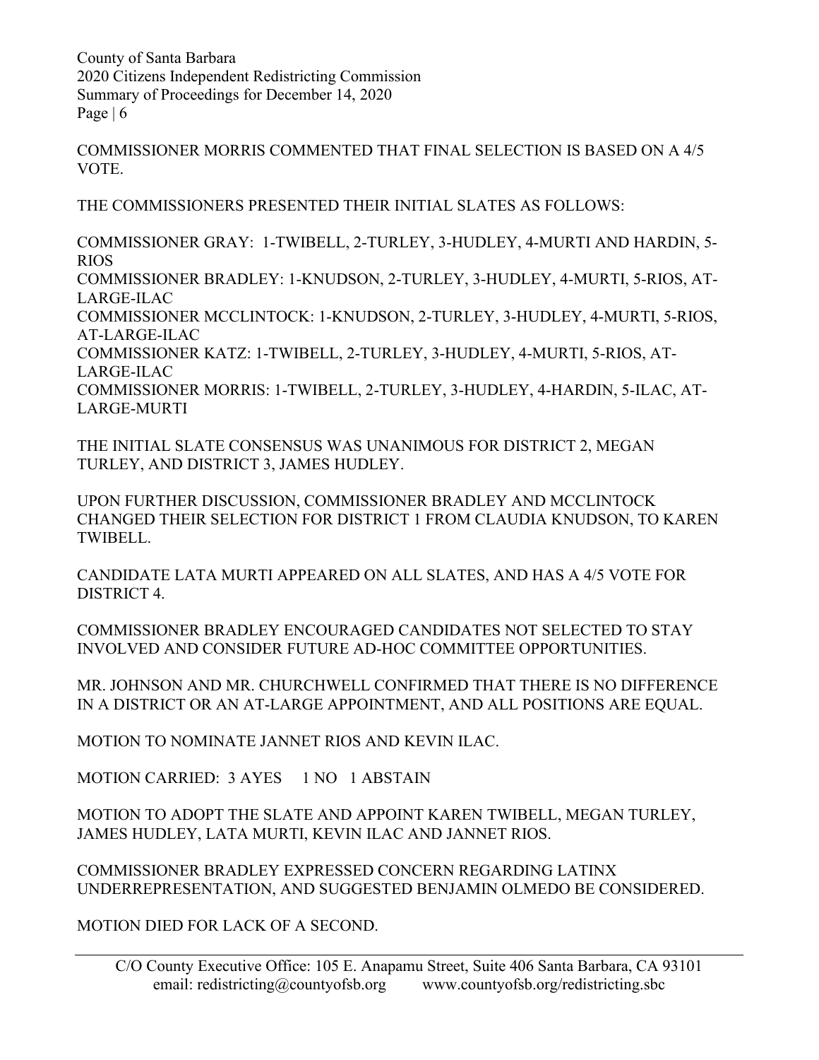COMMISSIONER MORRIS COMMENTED THAT FINAL SELECTION IS BASED ON A 4/5 VOTE.

THE COMMISSIONERS PRESENTED THEIR INITIAL SLATES AS FOLLOWS:

COMMISSIONER GRAY: 1-TWIBELL, 2-TURLEY, 3-HUDLEY, 4-MURTI AND HARDIN, 5-RIOS
COMMISSIONER BRADLEY: 1-KNUDSON, 2-TURLEY, 3-HUDLEY, 4-MURTI, 5-RIOS, AT-LARGE-ILAC
COMMISSIONER MCCLINTOCK: 1-KNUDSON, 2-TURLEY, 3-HUDLEY, 4-MURTI, 5-RIOS, AT-LARGE-ILAC
COMMISSIONER KATZ: 1-TWIBELL, 2-TURLEY, 3-HUDLEY, 4-MURTI, 5-RIOS, AT-LARGE-ILAC
COMMISSIONER MORRIS: 1-TWIBELL, 2-TURLEY, 3-HUDLEY, 4-HARDIN, 5-ILAC, AT-LARGE-MURTI

THE INITIAL SLATE CONSENSUS WAS UNANIMOUS FOR DISTRICT 2, MEGAN TURLEY, AND DISTRICT 3, JAMES HUDLEY.

UPON FURTHER DISCUSSION, COMMISSIONER BRADLEY AND MCCLINTOCK CHANGED THEIR SELECTION FOR DISTRICT 1 FROM CLAUDIA KNUDSON, TO KAREN TWIBELL.

CANDIDATE LATA MURTI APPEARED ON ALL SLATES, AND HAS A 4/5 VOTE FOR DISTRICT 4.

COMMISSIONER BRADLEY ENCOURAGED CANDIDATES NOT SELECTED TO STAY INVOLVED AND CONSIDER FUTURE AD-HOC COMMITTEE OPPORTUNITIES.

MR. JOHNSON AND MR. CHURCHWELL CONFIRMED THAT THERE IS NO DIFFERENCE IN A DISTRICT OR AN AT-LARGE APPOINTMENT, AND ALL POSITIONS ARE EQUAL.

MOTION TO NOMINATE JANNET RIOS AND KEVIN ILAC.

MOTION CARRIED: 3 AYES 1 NO 1 ABSTAIN

MOTION TO ADOPT THE SLATE AND APPOINT KAREN TWIBELL, MEGAN TURLEY, JAMES HUDLEY, LATA MURTI, KEVIN ILAC AND JANNET RIOS.

COMMISSIONER BRADLEY EXPRESSED CONCERN REGARDING LATINX UNDERREPRESENTATION, AND SUGGESTED BENJAMIN OLMEDO BE CONSIDERED.

MOTION DIED FOR LACK OF A SECOND.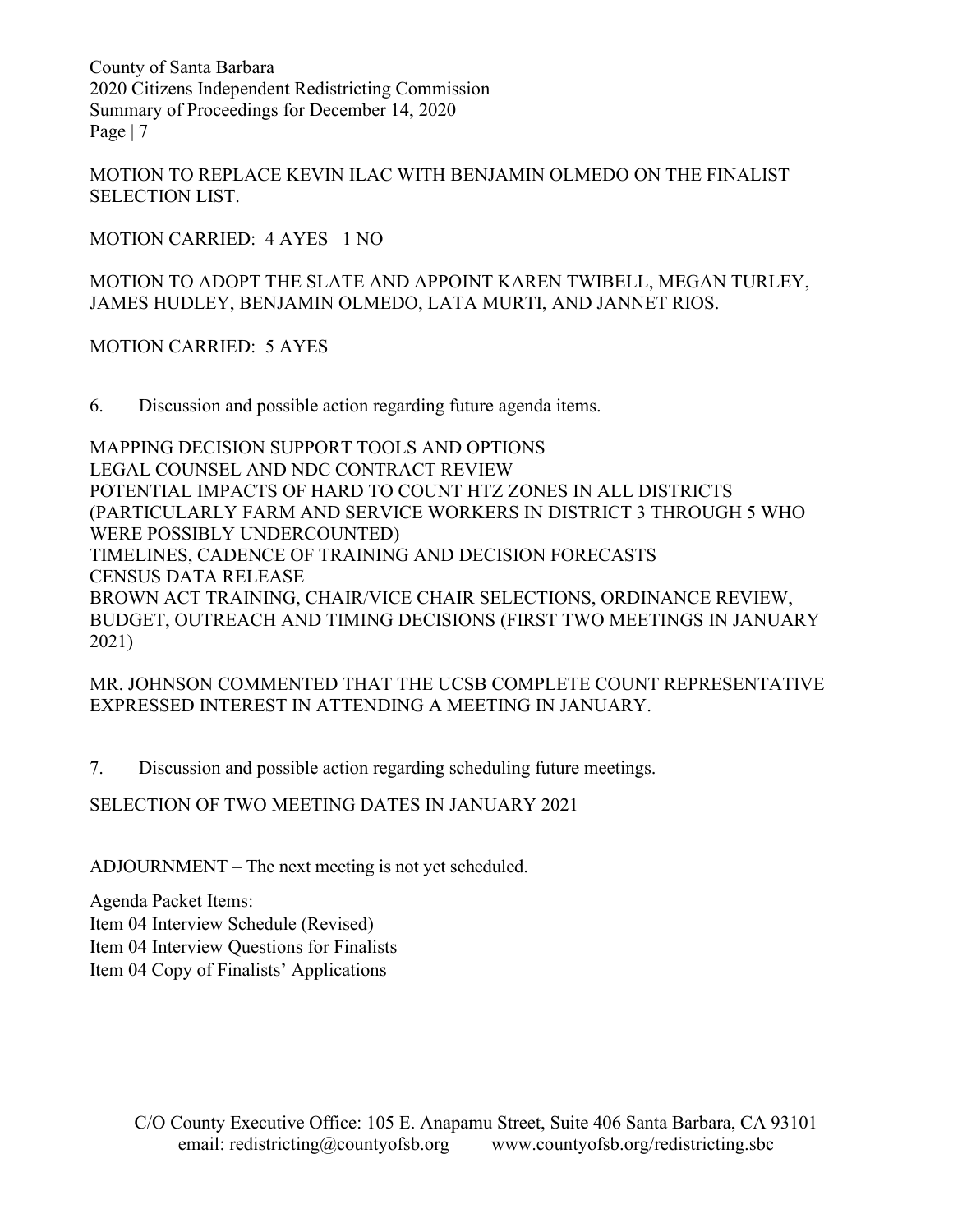MOTION TO REPLACE KEVIN ILAC WITH BENJAMIN OLMEDO ON THE FINALIST SELECTION LIST.

MOTION CARRIED: 4 AYES 1 NO

MOTION TO ADOPT THE SLATE AND APPOINT KAREN TWIBELL, MEGAN TURLEY, JAMES HUDLEY, BENJAMIN OLMEDO, LATA MURTI, AND JANNET RIOS.

MOTION CARRIED: 5 AYES

6. Discussion and possible action regarding future agenda items.

MAPPING DECISION SUPPORT TOOLS AND OPTIONS
LEGAL COUNSEL AND NDC CONTRACT REVIEW
POTENTIAL IMPACTS OF HARD TO COUNT HTZ ZONES IN ALL DISTRICTS (PARTICULARLY FARM AND SERVICE WORKERS IN DISTRICT 3 THROUGH 5 WHO WERE POSSIBLY UNDERCOUNTED)
TIMELINES, CADENCE OF TRAINING AND DECISION FORECASTS
CENSUS DATA RELEASE
BROWN ACT TRAINING, CHAIR/VICE CHAIR SELECTIONS, ORDINANCE REVIEW, BUDGET, OUTREACH AND TIMING DECISIONS (FIRST TWO MEETINGS IN JANUARY 2021)

MR. JOHNSON COMMENTED THAT THE UCSB COMPLETE COUNT REPRESENTATIVE EXPRESSED INTEREST IN ATTENDING A MEETING IN JANUARY.

7. Discussion and possible action regarding scheduling future meetings.

SELECTION OF TWO MEETING DATES IN JANUARY 2021

ADJOURNMENT – The next meeting is not yet scheduled.

Agenda Packet Items:
Item 04 Interview Schedule (Revised)
Item 04 Interview Questions for Finalists
Item 04 Copy of Finalists' Applications